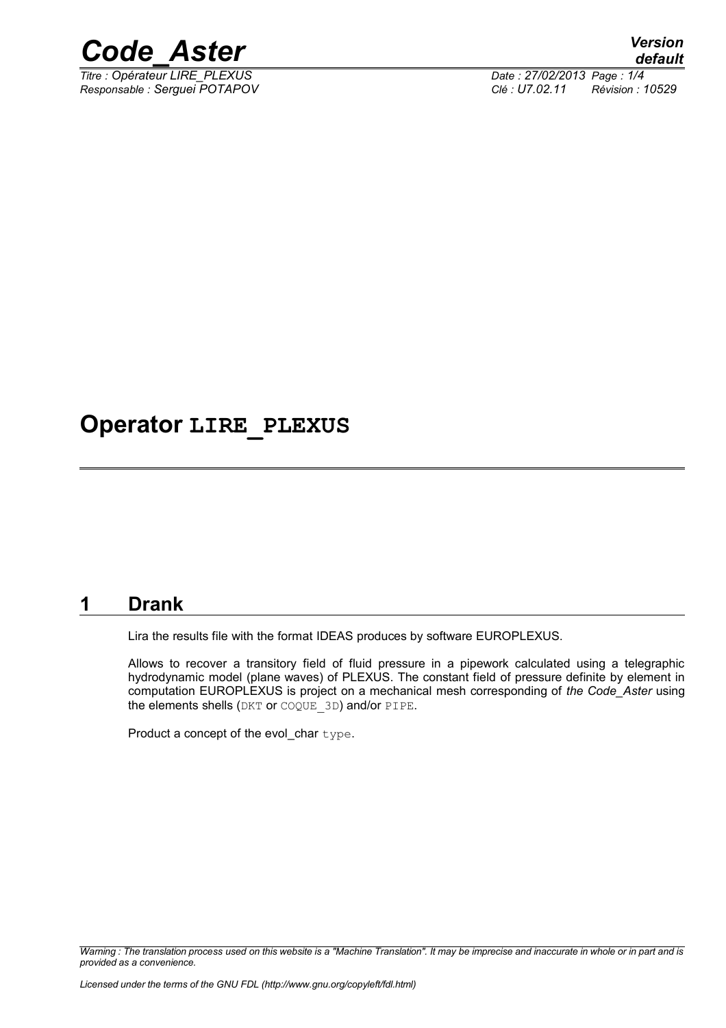# Operator LIRE_PLEXUS

## 1 Drank

Lira the results file with the format IDEAS produces by software EUROPLEXUS.

Allows to recover a transitory field of fluid pressure in a pipework calculated using a telegraphic hydrodynamic model (plane waves) of PLEXUS. The constant field of pressure definite by element in computation EUROPLEXUS is project on a mechanical mesh corresponding of *the Code_Aster* using the elements shells (DKT or COQUE_3D) and/or PIPE.

Product a concept of the evol_char type.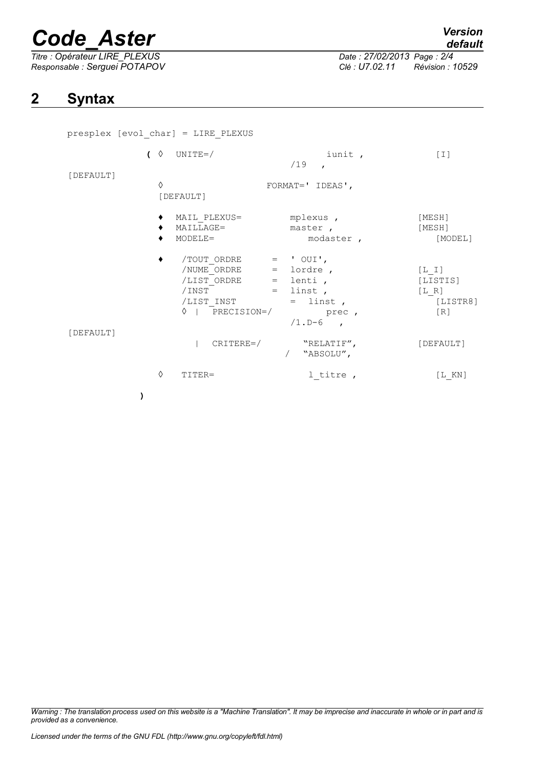# 2 Syntax

```
presplex [evol_char] = LIRE_PLEXUS

        ( ◊  UNITE=/                  iunit ,          [I]
                                  /19   ,             [DEFAULT]
          ◊                    FORMAT=' IDEAS',
          [DEFAULT]

          ♦  MAIL_PLEXUS=        mplexus ,            [MESH]
          ♦  MAILLAGE=           master ,             [MESH]
          ♦  MODELE=                modaster ,           [MODEL]

          ♦   /TOUT_ORDRE     =  ' OUI',
              /NUME_ORDRE     =  lordre ,             [L_I]
              /LIST_ORDRE     =  lenti ,              [LISTIS]
              /INST           =  linst ,              [L_R]
              /LIST_INST         =  linst ,              [LISTR8]
              ◊  |  PRECISION=/          prec ,          [R]
                                  /1.D-6   ,          [DEFAULT]
                 |  CRITERE=/        "RELATIF",        [DEFAULT]
                                  /  "ABSOLU",

          ◊   TITER=               l_titre ,          [L_KN]

        )
```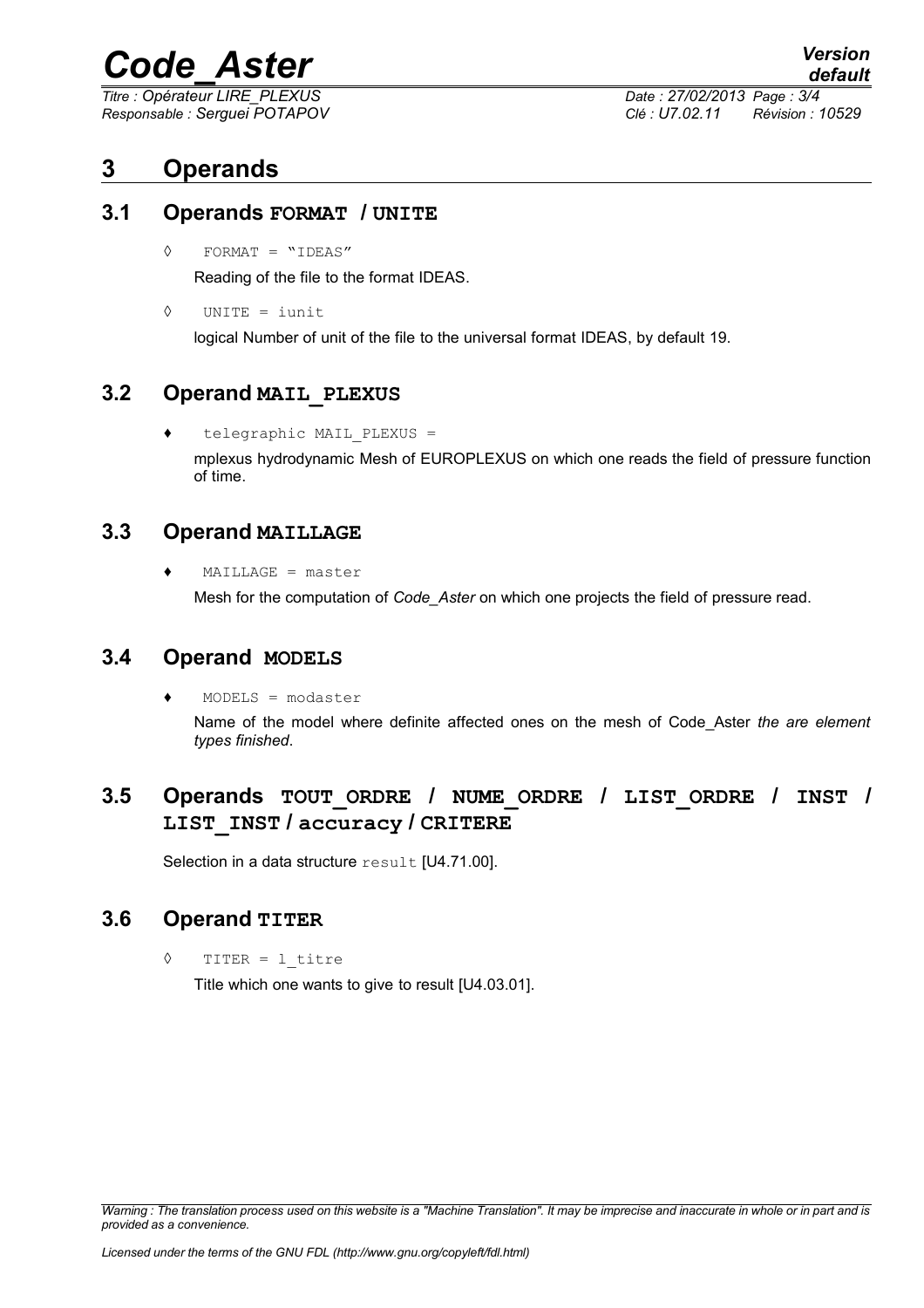# 3 Operands

## 3.1 Operands FORMAT / UNITE

◊ `FORMAT = "IDEAS"`

Reading of the file to the format IDEAS.

◊ `UNITE = iunit`

logical Number of unit of the file to the universal format IDEAS, by default 19.

## 3.2 Operand MAIL_PLEXUS

♦ `telegraphic MAIL_PLEXUS =`

mplexus hydrodynamic Mesh of EUROPLEXUS on which one reads the field of pressure function of time.

## 3.3 Operand MAILLAGE

♦ `MAILLAGE = master`

Mesh for the computation of *Code_Aster* on which one projects the field of pressure read.

## 3.4 Operand MODELS

♦ `MODELS = modaster`

Name of the model where definite affected ones on the mesh of Code_Aster *the are element types finished*.

## 3.5 Operands TOUT_ORDRE / NUME_ORDRE / LIST_ORDRE / INST / LIST_INST / accuracy / CRITERE

Selection in a data structure `result` [U4.71.00].

## 3.6 Operand TITER

◊ `TITER = l_titre`

Title which one wants to give to result [U4.03.01].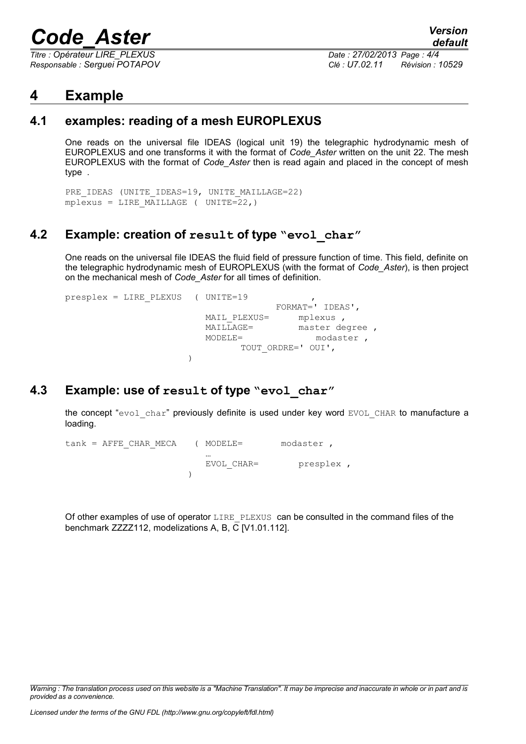# 4 Example

## 4.1 examples: reading of a mesh EUROPLEXUS

One reads on the universal file IDEAS (logical unit 19) the telegraphic hydrodynamic mesh of EUROPLEXUS and one transforms it with the format of *Code_Aster* written on the unit 22. The mesh EUROPLEXUS with the format of *Code_Aster* then is read again and placed in the concept of mesh type .

```
PRE_IDEAS (UNITE_IDEAS=19, UNITE_MAILLAGE=22)
mplexus = LIRE_MAILLAGE ( UNITE=22,)
```

## 4.2 Example: creation of **result** of type **"evol_char"**

One reads on the universal file IDEAS the fluid field of pressure function of time. This field, definite on the telegraphic hydrodynamic mesh of EUROPLEXUS (with the format of *Code_Aster*), is then project on the mechanical mesh of *Code_Aster* for all times of definition.

```
presplex = LIRE_PLEXUS  ( UNITE=19             ,
                                  FORMAT=' IDEAS',
                           MAIL_PLEXUS=      mplexus ,
                           MAILLAGE=         master degree ,
                           MODELE=               modaster ,
                                 TOUT_ORDRE=' OUI',
                        )
```

## 4.3 Example: use of **result** of type **"evol_char"**

the concept "evol_char" previously definite is used under key word EVOL_CHAR to manufacture a loading.

```
tank = AFFE_CHAR_MECA   ( MODELE=        modaster ,
                           …
                           EVOL_CHAR=       presplex ,
                        )
```

Of other examples of use of operator LIRE_PLEXUS can be consulted in the command files of the benchmark ZZZZ112, modelizations A, B, C [V1.01.112].